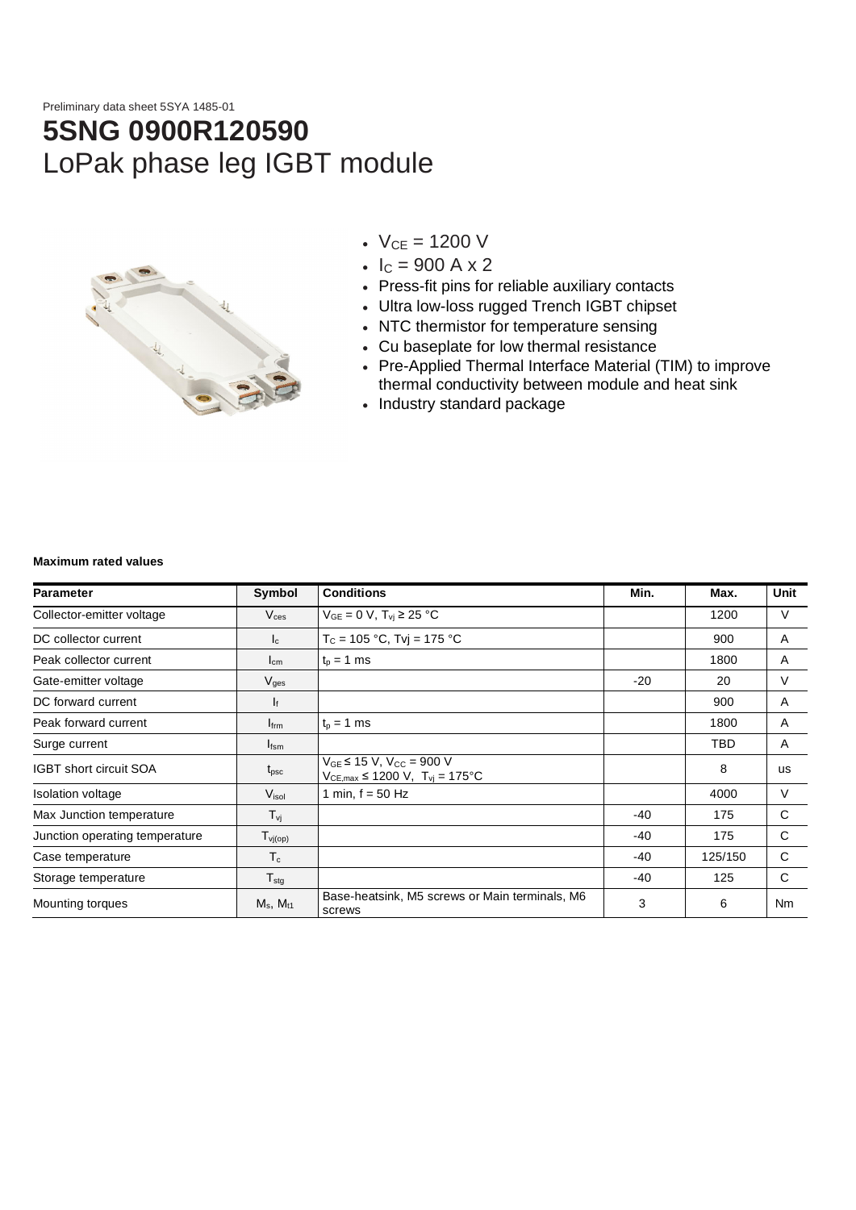Preliminary data sheet 5SYA 1485-01

# 5SNG 0900R120590

## LoPak phase leg IGBT module

- $V_{CE}$ = 1200 V
- $I_C$ = 900 A x 2
- Press-fit pins for reliable auxiliary contacts
- Ultra low-loss rugged Trench IGBT chipset
- NTC thermistor for temperature sensing
- Cu baseplate for low thermal resistance
- Pre-Applied Thermal Interface Material (TIM) to improve thermal conductivity between module and heat sink
- Industry standard package

**Maximum rated values**

| Parameter | Symbol | Conditions | Min. | Max. | Unit |
|---|---|---|---|---|---|
| Collector-emitter voltage | $V_{ces}$ | $V_{GE}$ = 0 V, $T_{vj}$ ≥ 25 °C | | 1200 | V |
| DC collector current | $I_c$ | $T_C$ = 105 °C, Tvj = 175 °C | | 900 | A |
| Peak collector current | $I_{cm}$ | $t_p$ = 1 ms | | 1800 | A |
| Gate-emitter voltage | $V_{ges}$ | | -20 | 20 | V |
| DC forward current | $I_f$ | | | 900 | A |
| Peak forward current | $I_{frm}$ | $t_p$ = 1 ms | | 1800 | A |
| Surge current | $I_{fsm}$ | | | TBD | A |
| IGBT short circuit SOA | $t_{psc}$ | $V_{GE}$ ≤ 15 V, $V_{CC}$ = 900 V $V_{CE,max}$ ≤ 1200 V, $T_{vj}$ = 175°C | | 8 | us |
| Isolation voltage | $V_{isol}$ | 1 min, f = 50 Hz | | 4000 | V |
| Max Junction temperature | $T_{vj}$ | | -40 | 175 | C |
| Junction operating temperature | $T_{vj(op)}$ | | -40 | 175 | C |
| Case temperature | $T_c$ | | -40 | 125/150 | C |
| Storage temperature | $T_{stg}$ | | -40 | 125 | C |
| Mounting torques | $M_s$, $M_{t1}$ | Base-heatsink, M5 screws or Main terminals, M6 screws | 3 | 6 | Nm |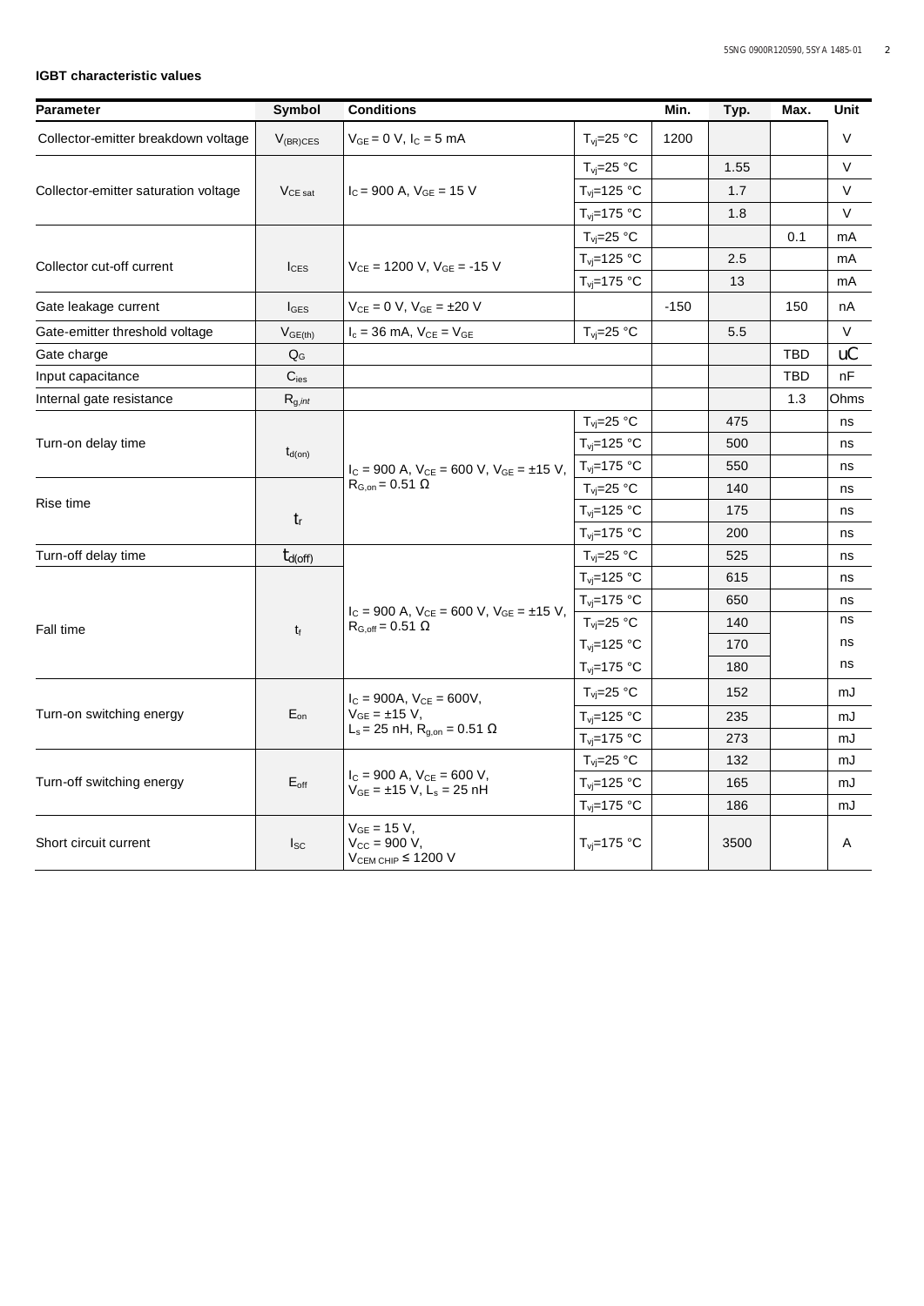**IGBT characteristic values**

| Parameter | Symbol | Conditions | | Min. | Typ. | Max. | Unit |
|---|---|---|---|---|---|---|---|
| Collector-emitter breakdown voltage | $V_{(BR)CES}$ | $V_{GE}$ = 0 V, $I_C$ = 5 mA | $T_{vj}$=25 °C | 1200 | | | V |
| Collector-emitter saturation voltage | $V_{CE\,sat}$ | $I_C$ = 900 A, $V_{GE}$ = 15 V | $T_{vj}$=25 °C | | 1.55 | | V |
| | | | $T_{vj}$=125 °C | | 1.7 | | V |
| | | | $T_{vj}$=175 °C | | 1.8 | | V |
| Collector cut-off current | $I_{CES}$ | $V_{CE}$ = 1200 V, $V_{GE}$ = -15 V | $T_{vj}$=25 °C | | | 0.1 | mA |
| | | | $T_{vj}$=125 °C | | 2.5 | | mA |
| | | | $T_{vj}$=175 °C | | 13 | | mA |
| Gate leakage current | $I_{GES}$ | $V_{CE}$ = 0 V, $V_{GE}$ = ±20 V | | -150 | | 150 | nA |
| Gate-emitter threshold voltage | $V_{GE(th)}$ | $I_c$ = 36 mA, $V_{CE}$ = $V_{GE}$ | $T_{vj}$=25 °C | | 5.5 | | V |
| Gate charge | $Q_G$ | | | | | TBD | uC |
| Input capacitance | $C_{ies}$ | | | | | TBD | nF |
| Internal gate resistance | $R_{g,int}$ | | | | | 1.3 | Ohms |
| Turn-on delay time | $t_{d(on)}$ | $I_C$ = 900 A, $V_{CE}$ = 600 V, $V_{GE}$ = ±15 V, $R_{G,on}$ = 0.51 Ω | $T_{vj}$=25 °C | | 475 | | ns |
| | | | $T_{vj}$=125 °C | | 500 | | ns |
| | | | $T_{vj}$=175 °C | | 550 | | ns |
| Rise time | $t_r$ | | $T_{vj}$=25 °C | | 140 | | ns |
| | | | $T_{vj}$=125 °C | | 175 | | ns |
| | | | $T_{vj}$=175 °C | | 200 | | ns |
| Turn-off delay time | $t_{d(off)}$ | $I_C$ = 900 A, $V_{CE}$ = 600 V, $V_{GE}$ = ±15 V, $R_{G,off}$ = 0.51 Ω | $T_{vj}$=25 °C | | 525 | | ns |
| | | | $T_{vj}$=125 °C | | 615 | | ns |
| | | | $T_{vj}$=175 °C | | 650 | | ns |
| Fall time | $t_f$ | | $T_{vj}$=25 °C | | 140 | | ns |
| | | | $T_{vj}$=125 °C | | 170 | | ns |
| | | | $T_{vj}$=175 °C | | 180 | | ns |
| Turn-on switching energy | $E_{on}$ | $I_C$ = 900A, $V_{CE}$ = 600V, $V_{GE}$ = ±15 V, $L_s$ = 25 nH, $R_{g,on}$ = 0.51 Ω | $T_{vj}$=25 °C | | 152 | | mJ |
| | | | $T_{vj}$=125 °C | | 235 | | mJ |
| | | | $T_{vj}$=175 °C | | 273 | | mJ |
| Turn-off switching energy | $E_{off}$ | $I_C$ = 900 A, $V_{CE}$ = 600 V, $V_{GE}$ = ±15 V, $L_s$ = 25 nH | $T_{vj}$=25 °C | | 132 | | mJ |
| | | | $T_{vj}$=125 °C | | 165 | | mJ |
| | | | $T_{vj}$=175 °C | | 186 | | mJ |
| Short circuit current | $I_{SC}$ | $V_{GE}$ = 15 V, $V_{CC}$ = 900 V, $V_{CEM\,CHIP}$ ≤ 1200 V | $T_{vj}$=175 °C | | 3500 | | A |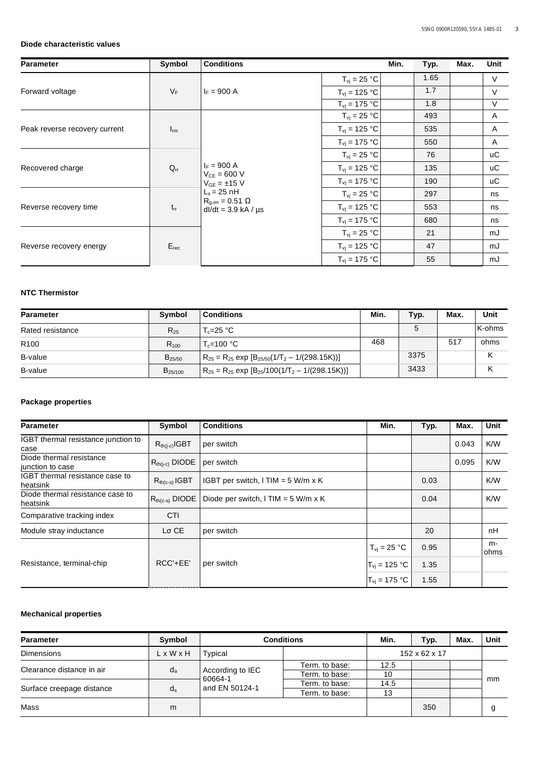### Diode characteristic values

| Parameter | Symbol | Conditions | | Min. | Typ. | Max. | Unit |
|---|---|---|---|---|---|---|---|
| Forward voltage | $V_F$ | $I_F$ = 900 A | $T_{vj}$ = 25 °C | | 1.65 | | V |
| | | | $T_{vj}$ = 125 °C | | 1.7 | | V |
| | | | $T_{vj}$ = 175 °C | | 1.8 | | V |
| Peak reverse recovery current | $I_{rm}$ | $I_F$ = 900 A<br>$V_{CE}$ = 600 V<br>$V_{GE}$ = ±15 V<br>$L_s$ = 25 nH<br>$R_{g,on}$ = 0.51 Ω<br>dI/dt = 3.9 kA / µs | $T_{vj}$ = 25 °C | | 493 | | A |
| | | | $T_{vj}$ = 125 °C | | 535 | | A |
| | | | $T_{vj}$ = 175 °C | | 550 | | A |
| Recovered charge | $Q_{rr}$ | | $T_{vj}$ = 25 °C | | 76 | | uC |
| | | | $T_{vj}$ = 125 °C | | 135 | | uC |
| | | | $T_{vj}$ = 175 °C | | 190 | | uC |
| Reverse recovery time | $t_{rr}$ | | $T_{vj}$ = 25 °C | | 297 | | ns |
| | | | $T_{vj}$ = 125 °C | | 553 | | ns |
| | | | $T_{vj}$ = 175 °C | | 680 | | ns |
| Reverse recovery energy | $E_{rec}$ | | $T_{vj}$ = 25 °C | | 21 | | mJ |
| | | | $T_{vj}$ = 125 °C | | 47 | | mJ |
| | | | $T_{vj}$ = 175 °C | | 55 | | mJ |

### NTC Thermistor

| Parameter | Symbol | Conditions | Min. | Typ. | Max. | Unit |
|---|---|---|---|---|---|---|
| Rated resistance | $R_{25}$ | $T_c$=25 °C | | 5 | | K-ohms |
| R100 | $R_{100}$ | $T_c$=100 °C | 468 | | 517 | ohms |
| B-value | $B_{25/50}$ | $R_{25} = R_{25} \exp [B_{25/50}(1/T_2 – 1/(298.15K))]$ | | 3375 | | K |
| B-value | $B_{25/100}$ | $R_{25} = R_{25} \exp [B_{25}/100(1/T_2 – 1/(298.15K))]$ | | 3433 | | K |

### Package properties

| Parameter | Symbol | Conditions | Min. | Typ. | Max. | Unit |
|---|---|---|---|---|---|---|
| IGBT thermal resistance junction to case | $R_{th(j-c)}$IGBT | per switch | | | 0.043 | K/W |
| Diode thermal resistance junction to case | $R_{th(j-c)}$ DIODE | per switch | | | 0.095 | K/W |
| IGBT thermal resistance case to heatsink | $R_{th(c-s)}$ IGBT | IGBT per switch, l TIM = 5 W/m x K | | 0.03 | | K/W |
| Diode thermal resistance case to heatsink | $R_{th(c-s)}$ DIODE | Diode per switch, l TIM = 5 W/m x K | | 0.04 | | K/W |
| Comparative tracking index | CTI | | | | | |
| Module stray inductance | Lσ CE | per switch | | 20 | | nH |
| Resistance, terminal-chip | RCC'+EE' | per switch | $T_{vj}$ = 25 °C | 0.95 | | m-ohms |
| | | | $T_{vj}$ = 125 °C | 1.35 | | |
| | | | $T_{vj}$ = 175 °C | 1.55 | | |

### Mechanical properties

| Parameter | Symbol | Conditions | | Min. | Typ. | Max. | Unit |
|---|---|---|---|---|---|---|---|
| Dimensions | L x W x H | Typical | | 152 x 62 x 17 | | | |
| Clearance distance in air | $d_a$ | According to IEC 60664-1 and EN 50124-1 | Term. to base: | 12.5 | | | mm |
| | | | Term. to base: | 10 | | | |
| Surface creepage distance | $d_s$ | | Term. to base: | 14.5 | | | |
| | | | Term. to base: | 13 | | | |
| Mass | m | | | | 350 | | g |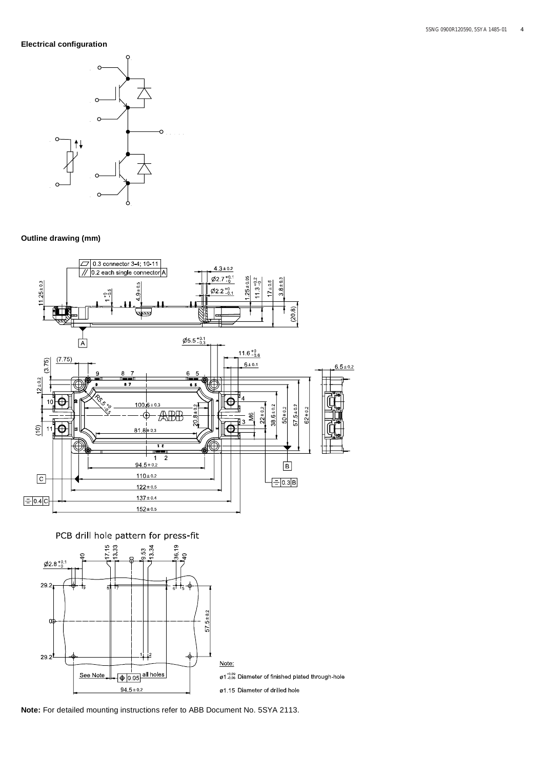**Electrical configuration**

**Outline drawing (mm)**

PCB drill hole pattern for press-fit

**Note:** For detailed mounting instructions refer to ABB Document No. 5SYA 2113.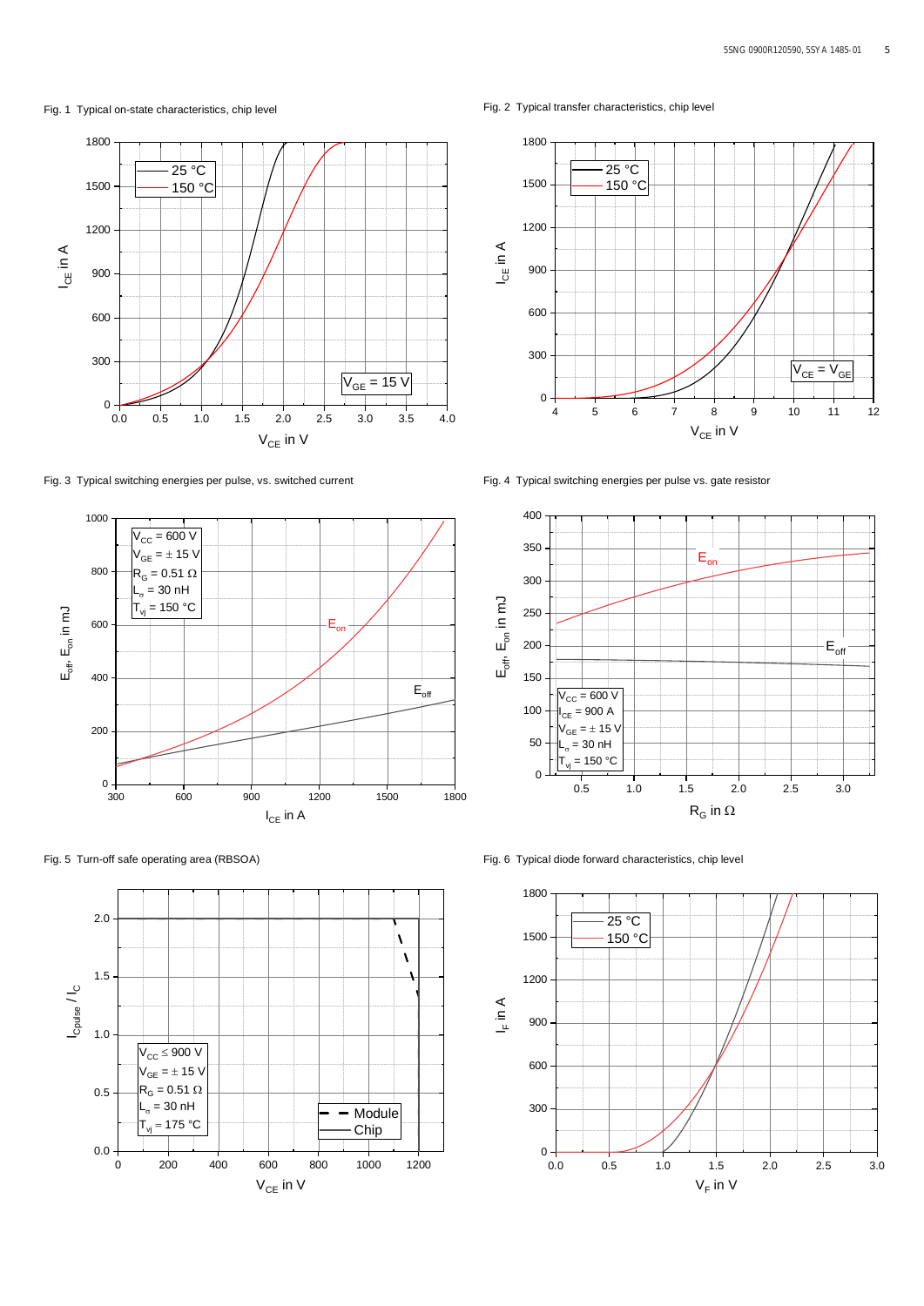Fig. 1 Typical on-state characteristics, chip level

Fig. 2 Typical transfer characteristics, chip level

Fig. 3 Typical switching energies per pulse, vs. switched current

Fig. 4 Typical switching energies per pulse vs. gate resistor

Fig. 5 Turn-off safe operating area (RBSOA)

Fig. 6 Typical diode forward characteristics, chip level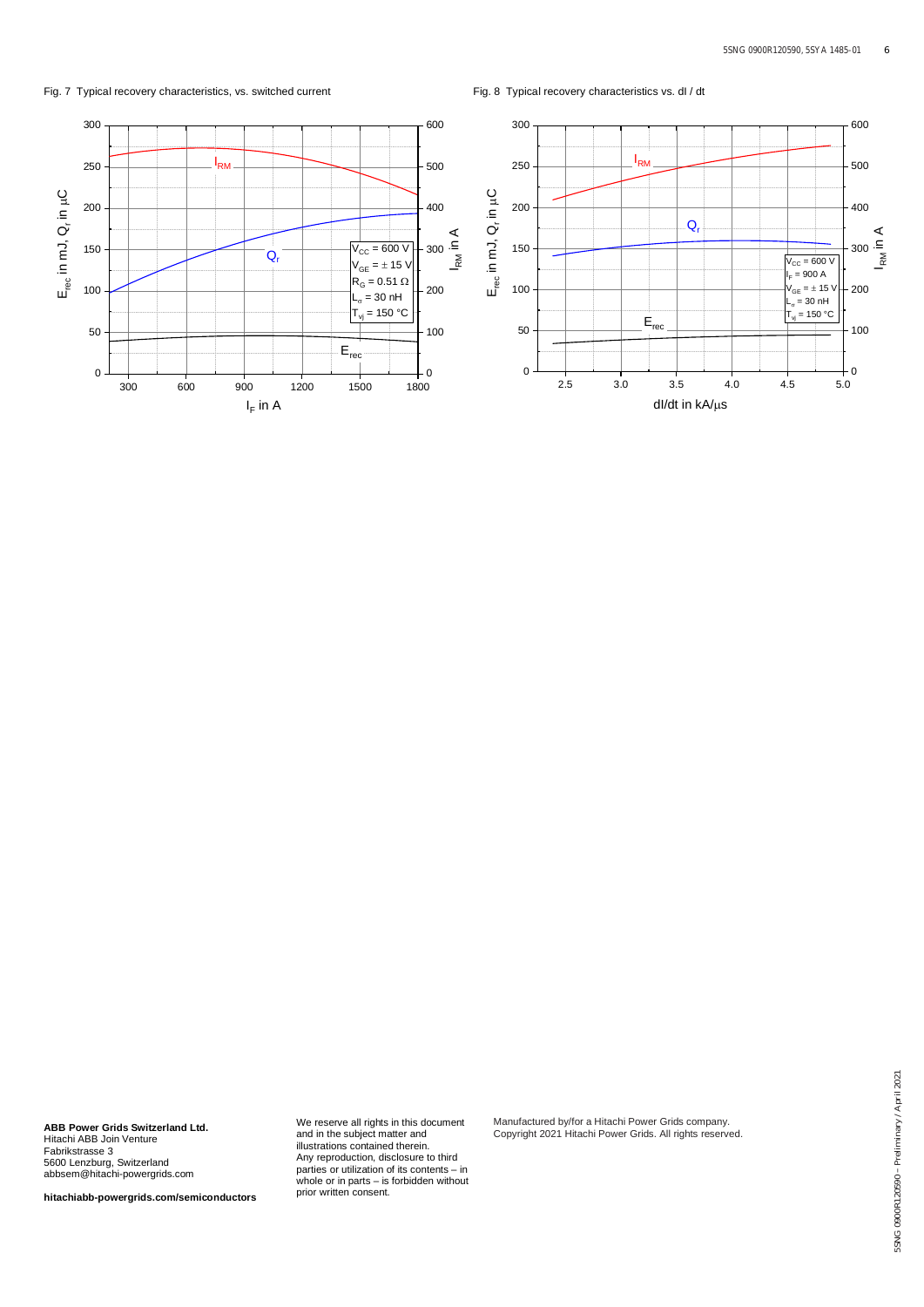Fig. 7 Typical recovery characteristics, vs. switched current

300
250
200
150
100
50
0

$E_{rec}$ in mJ, $Q_r$ in µC

300 600 900 1200 1500 1800

$I_F$ in A

600
500
400
300
200
100
0

$I_{RM}$ in A

$I_{RM}$

$Q_r$

$E_{rec}$

$V_{CC}$ = 600 V
$V_{GE}$ = ± 15 V
$R_G$ = 0.51 Ω
$L_σ$ = 30 nH
$T_{vj}$ = 150 °C

Fig. 8 Typical recovery characteristics vs. dI / dt

300
250
200
150
100
50
0

$E_{rec}$ in mJ, $Q_r$ in µC

2.5 3.0 3.5 4.0 4.5 5.0

dI/dt in kA/µs

600
500
400
300
200
100
0

$I_{RM}$ in A

$I_{RM}$

$Q_r$

$E_{rec}$

$V_{CC}$ = 600 V
$I_F$ = 900 A
$V_{GE}$ = ± 15 V
$L_σ$ = 30 nH
$T_{vj}$ = 150 °C

**ABB Power Grids Switzerland Ltd.**
Hitachi ABB Join Venture
Fabrikstrasse 3
5600 Lenzburg, Switzerland
abbsem@hitachi-powergrids.com

**hitachiabb-powergrids.com/semiconductors**

We reserve all rights in this document and in the subject matter and illustrations contained therein. Any reproduction, disclosure to third parties or utilization of its contents – in whole or in parts – is forbidden without prior written consent.

Manufactured by/for a Hitachi Power Grids company.
Copyright 2021 Hitachi Power Grids. All rights reserved.